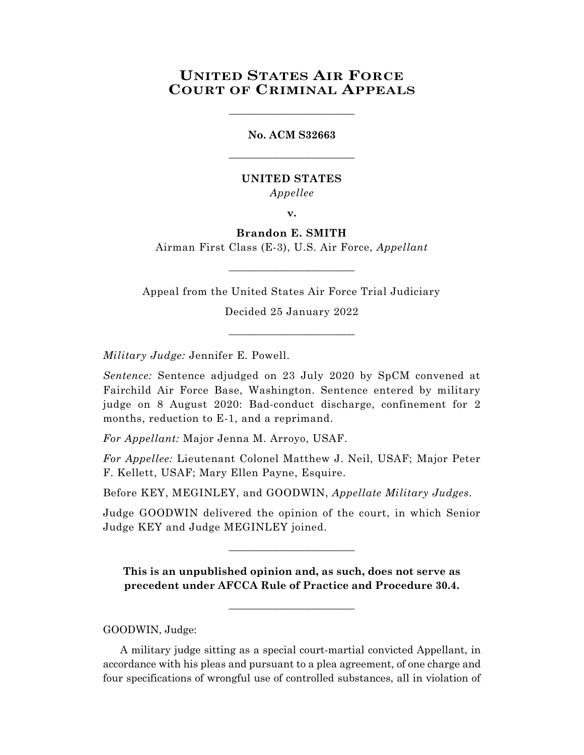# UNITED STATES AIR FORCE COURT OF CRIMINAL APPEALS

---

**No. ACM S32663**

---

**UNITED STATES**

*Appellee*

**v.**

**Brandon E. SMITH**

Airman First Class (E-3), U.S. Air Force, *Appellant*

---

Appeal from the United States Air Force Trial Judiciary

Decided 25 January 2022

---

*Military Judge:* Jennifer E. Powell.

*Sentence:* Sentence adjudged on 23 July 2020 by SpCM convened at Fairchild Air Force Base, Washington. Sentence entered by military judge on 8 August 2020: Bad-conduct discharge, confinement for 2 months, reduction to E-1, and a reprimand.

*For Appellant:* Major Jenna M. Arroyo, USAF.

*For Appellee:* Lieutenant Colonel Matthew J. Neil, USAF; Major Peter F. Kellett, USAF; Mary Ellen Payne, Esquire.

Before KEY, MEGINLEY, and GOODWIN, *Appellate Military Judges*.

Judge GOODWIN delivered the opinion of the court, in which Senior Judge KEY and Judge MEGINLEY joined.

---

**This is an unpublished opinion and, as such, does not serve as precedent under AFCCA Rule of Practice and Procedure 30.4.**

---

GOODWIN, Judge:

A military judge sitting as a special court-martial convicted Appellant, in accordance with his pleas and pursuant to a plea agreement, of one charge and four specifications of wrongful use of controlled substances, all in violation of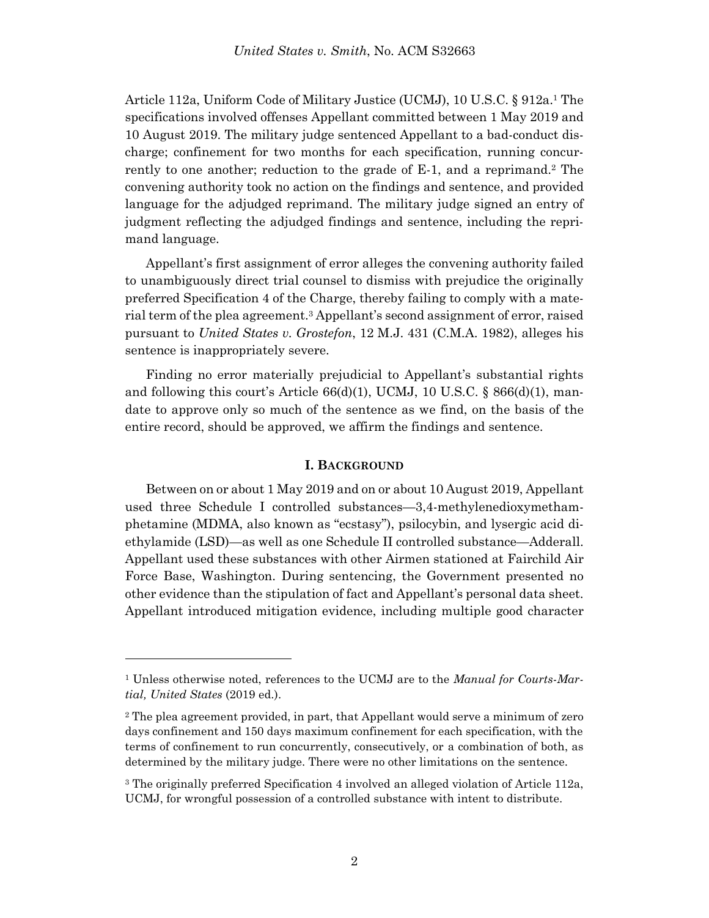Article 112a, Uniform Code of Military Justice (UCMJ), 10 U.S.C. § 912a.[1] The specifications involved offenses Appellant committed between 1 May 2019 and 10 August 2019. The military judge sentenced Appellant to a bad-conduct discharge; confinement for two months for each specification, running concurrently to one another; reduction to the grade of E-1, and a reprimand.[2] The convening authority took no action on the findings and sentence, and provided language for the adjudged reprimand. The military judge signed an entry of judgment reflecting the adjudged findings and sentence, including the reprimand language.

Appellant's first assignment of error alleges the convening authority failed to unambiguously direct trial counsel to dismiss with prejudice the originally preferred Specification 4 of the Charge, thereby failing to comply with a material term of the plea agreement.[3] Appellant's second assignment of error, raised pursuant to *United States v. Grostefon*, 12 M.J. 431 (C.M.A. 1982), alleges his sentence is inappropriately severe.

Finding no error materially prejudicial to Appellant's substantial rights and following this court's Article 66(d)(1), UCMJ, 10 U.S.C. § 866(d)(1), mandate to approve only so much of the sentence as we find, on the basis of the entire record, should be approved, we affirm the findings and sentence.

## I. BACKGROUND

Between on or about 1 May 2019 and on or about 10 August 2019, Appellant used three Schedule I controlled substances—3,4-methylenedioxymethamphetamine (MDMA, also known as "ecstasy"), psilocybin, and lysergic acid diethylamide (LSD)—as well as one Schedule II controlled substance—Adderall. Appellant used these substances with other Airmen stationed at Fairchild Air Force Base, Washington. During sentencing, the Government presented no other evidence than the stipulation of fact and Appellant's personal data sheet. Appellant introduced mitigation evidence, including multiple good character

---

[1] Unless otherwise noted, references to the UCMJ are to the *Manual for Courts-Martial, United States* (2019 ed.).

[2] The plea agreement provided, in part, that Appellant would serve a minimum of zero days confinement and 150 days maximum confinement for each specification, with the terms of confinement to run concurrently, consecutively, or a combination of both, as determined by the military judge. There were no other limitations on the sentence.

[3] The originally preferred Specification 4 involved an alleged violation of Article 112a, UCMJ, for wrongful possession of a controlled substance with intent to distribute.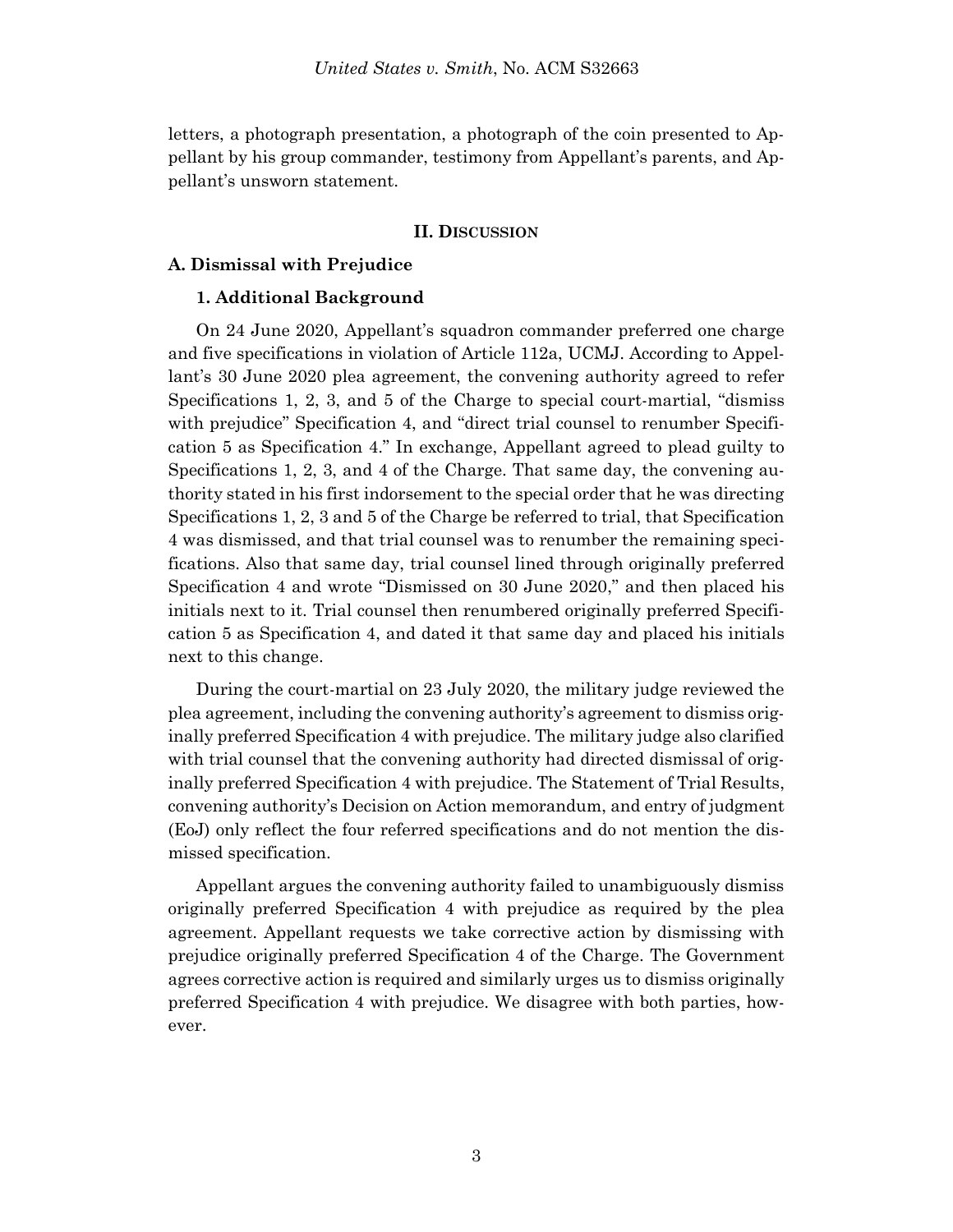letters, a photograph presentation, a photograph of the coin presented to Appellant by his group commander, testimony from Appellant's parents, and Appellant's unsworn statement.

## II. Discussion

### A. Dismissal with Prejudice

#### 1. Additional Background

On 24 June 2020, Appellant's squadron commander preferred one charge and five specifications in violation of Article 112a, UCMJ. According to Appellant's 30 June 2020 plea agreement, the convening authority agreed to refer Specifications 1, 2, 3, and 5 of the Charge to special court-martial, "dismiss with prejudice" Specification 4, and "direct trial counsel to renumber Specification 5 as Specification 4." In exchange, Appellant agreed to plead guilty to Specifications 1, 2, 3, and 4 of the Charge. That same day, the convening authority stated in his first indorsement to the special order that he was directing Specifications 1, 2, 3 and 5 of the Charge be referred to trial, that Specification 4 was dismissed, and that trial counsel was to renumber the remaining specifications. Also that same day, trial counsel lined through originally preferred Specification 4 and wrote "Dismissed on 30 June 2020," and then placed his initials next to it. Trial counsel then renumbered originally preferred Specification 5 as Specification 4, and dated it that same day and placed his initials next to this change.

During the court-martial on 23 July 2020, the military judge reviewed the plea agreement, including the convening authority's agreement to dismiss originally preferred Specification 4 with prejudice. The military judge also clarified with trial counsel that the convening authority had directed dismissal of originally preferred Specification 4 with prejudice. The Statement of Trial Results, convening authority's Decision on Action memorandum, and entry of judgment (EoJ) only reflect the four referred specifications and do not mention the dismissed specification.

Appellant argues the convening authority failed to unambiguously dismiss originally preferred Specification 4 with prejudice as required by the plea agreement. Appellant requests we take corrective action by dismissing with prejudice originally preferred Specification 4 of the Charge. The Government agrees corrective action is required and similarly urges us to dismiss originally preferred Specification 4 with prejudice. We disagree with both parties, however.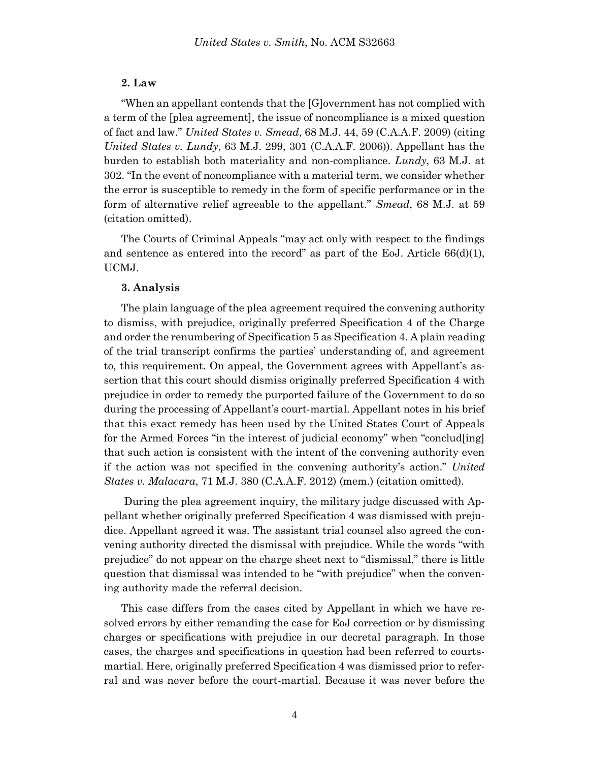### 2. Law

"When an appellant contends that the [G]overnment has not complied with a term of the [plea agreement], the issue of noncompliance is a mixed question of fact and law." *United States v. Smead*, 68 M.J. 44, 59 (C.A.A.F. 2009) (citing *United States v. Lundy*, 63 M.J. 299, 301 (C.A.A.F. 2006)). Appellant has the burden to establish both materiality and non-compliance. *Lundy*, 63 M.J. at 302. "In the event of noncompliance with a material term, we consider whether the error is susceptible to remedy in the form of specific performance or in the form of alternative relief agreeable to the appellant." *Smead*, 68 M.J. at 59 (citation omitted).

The Courts of Criminal Appeals "may act only with respect to the findings and sentence as entered into the record" as part of the EoJ. Article 66(d)(1), UCMJ.

### 3. Analysis

The plain language of the plea agreement required the convening authority to dismiss, with prejudice, originally preferred Specification 4 of the Charge and order the renumbering of Specification 5 as Specification 4. A plain reading of the trial transcript confirms the parties' understanding of, and agreement to, this requirement. On appeal, the Government agrees with Appellant's assertion that this court should dismiss originally preferred Specification 4 with prejudice in order to remedy the purported failure of the Government to do so during the processing of Appellant's court-martial. Appellant notes in his brief that this exact remedy has been used by the United States Court of Appeals for the Armed Forces "in the interest of judicial economy" when "conclud[ing] that such action is consistent with the intent of the convening authority even if the action was not specified in the convening authority's action." *United States v. Malacara*, 71 M.J. 380 (C.A.A.F. 2012) (mem.) (citation omitted).

During the plea agreement inquiry, the military judge discussed with Appellant whether originally preferred Specification 4 was dismissed with prejudice. Appellant agreed it was. The assistant trial counsel also agreed the convening authority directed the dismissal with prejudice. While the words "with prejudice" do not appear on the charge sheet next to "dismissal," there is little question that dismissal was intended to be "with prejudice" when the convening authority made the referral decision.

This case differs from the cases cited by Appellant in which we have resolved errors by either remanding the case for EoJ correction or by dismissing charges or specifications with prejudice in our decretal paragraph. In those cases, the charges and specifications in question had been referred to courts-martial. Here, originally preferred Specification 4 was dismissed prior to referral and was never before the court-martial. Because it was never before the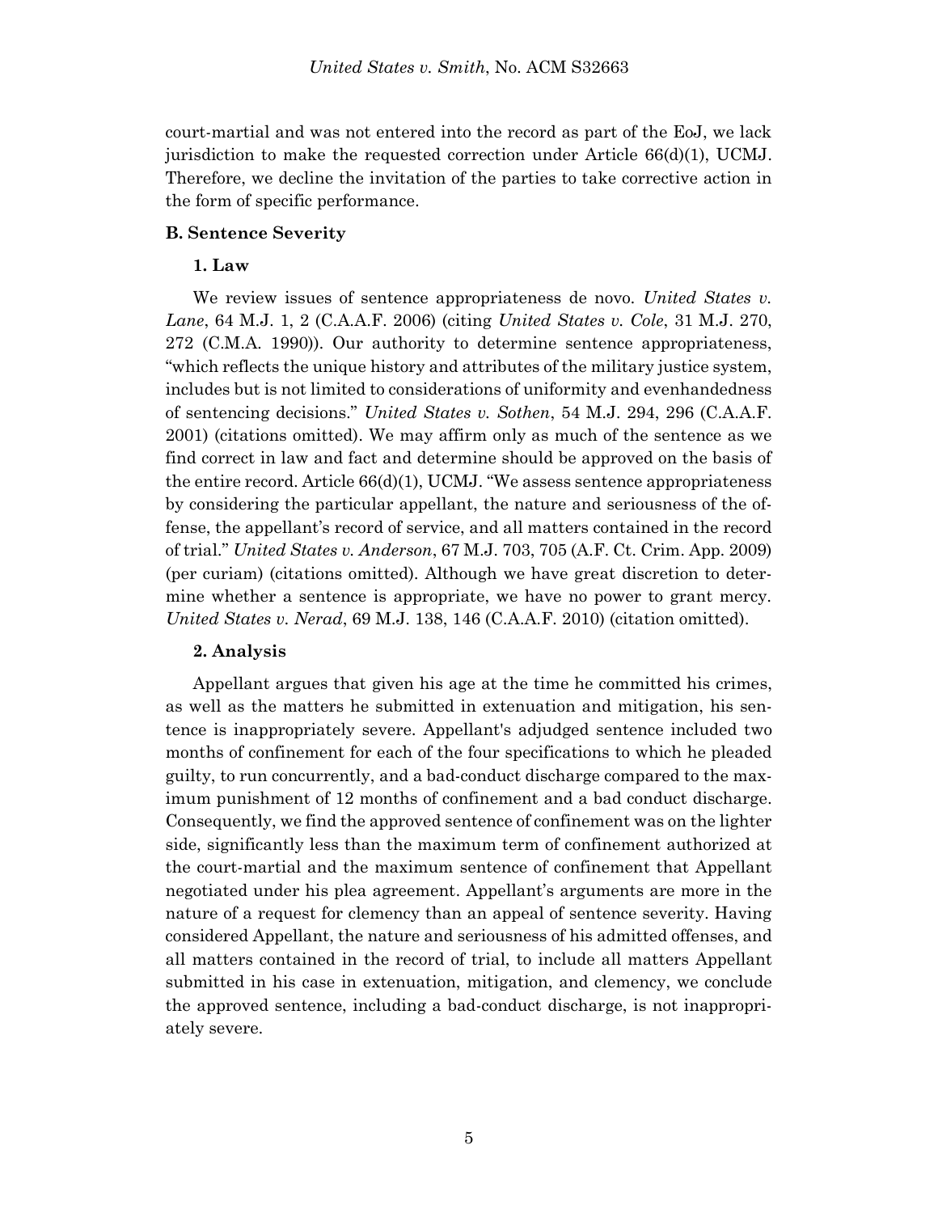court-martial and was not entered into the record as part of the EoJ, we lack jurisdiction to make the requested correction under Article 66(d)(1), UCMJ. Therefore, we decline the invitation of the parties to take corrective action in the form of specific performance.

### B. Sentence Severity

#### 1. Law

We review issues of sentence appropriateness de novo. *United States v. Lane*, 64 M.J. 1, 2 (C.A.A.F. 2006) (citing *United States v. Cole*, 31 M.J. 270, 272 (C.M.A. 1990)). Our authority to determine sentence appropriateness, "which reflects the unique history and attributes of the military justice system, includes but is not limited to considerations of uniformity and evenhandedness of sentencing decisions." *United States v. Sothen*, 54 M.J. 294, 296 (C.A.A.F. 2001) (citations omitted). We may affirm only as much of the sentence as we find correct in law and fact and determine should be approved on the basis of the entire record. Article 66(d)(1), UCMJ. "We assess sentence appropriateness by considering the particular appellant, the nature and seriousness of the offense, the appellant's record of service, and all matters contained in the record of trial." *United States v. Anderson*, 67 M.J. 703, 705 (A.F. Ct. Crim. App. 2009) (per curiam) (citations omitted). Although we have great discretion to determine whether a sentence is appropriate, we have no power to grant mercy. *United States v. Nerad*, 69 M.J. 138, 146 (C.A.A.F. 2010) (citation omitted).

#### 2. Analysis

Appellant argues that given his age at the time he committed his crimes, as well as the matters he submitted in extenuation and mitigation, his sentence is inappropriately severe. Appellant's adjudged sentence included two months of confinement for each of the four specifications to which he pleaded guilty, to run concurrently, and a bad-conduct discharge compared to the maximum punishment of 12 months of confinement and a bad conduct discharge. Consequently, we find the approved sentence of confinement was on the lighter side, significantly less than the maximum term of confinement authorized at the court-martial and the maximum sentence of confinement that Appellant negotiated under his plea agreement. Appellant's arguments are more in the nature of a request for clemency than an appeal of sentence severity. Having considered Appellant, the nature and seriousness of his admitted offenses, and all matters contained in the record of trial, to include all matters Appellant submitted in his case in extenuation, mitigation, and clemency, we conclude the approved sentence, including a bad-conduct discharge, is not inappropriately severe.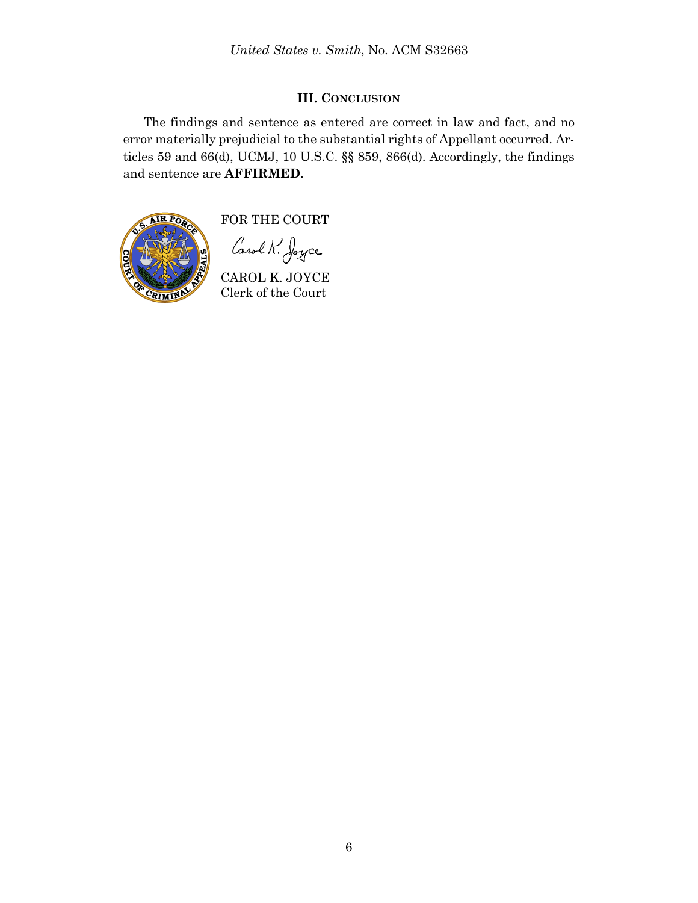### III. CONCLUSION

The findings and sentence as entered are correct in law and fact, and no error materially prejudicial to the substantial rights of Appellant occurred. Articles 59 and 66(d), UCMJ, 10 U.S.C. §§ 859, 866(d). Accordingly, the findings and sentence are **AFFIRMED**.

FOR THE COURT

Carol K. Joyce

CAROL K. JOYCE
Clerk of the Court